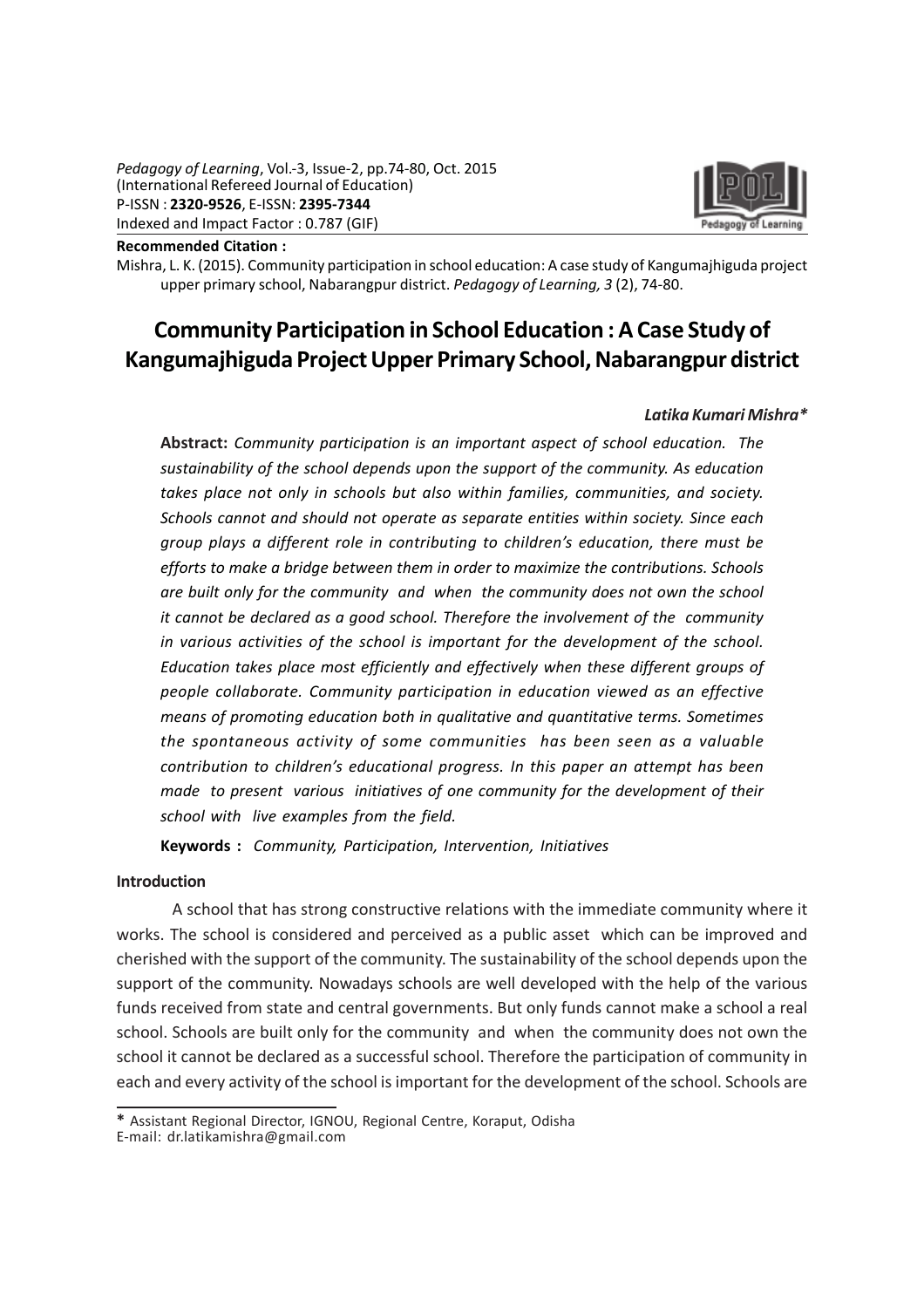**Recommended Citation :**

Mishra, L. K. (2015). Community participation in school education: A case study of Kangumajhiguda project upper primary school, Nabarangpur district. *Pedagogy of Learning, 3* (2), 74-80.

# Community Participation in School Education : A Case Study of Kangumajhiguda Project Upper Primary School, Nabarangpur district

***Latika Kumari Mishra****

**Abstract:** *Community participation is an important aspect of school education. The sustainability of the school depends upon the support of the community. As education takes place not only in schools but also within families, communities, and society. Schools cannot and should not operate as separate entities within society. Since each group plays a different role in contributing to children's education, there must be efforts to make a bridge between them in order to maximize the contributions. Schools are built only for the community and when the community does not own the school it cannot be declared as a good school. Therefore the involvement of the community in various activities of the school is important for the development of the school. Education takes place most efficiently and effectively when these different groups of people collaborate. Community participation in education viewed as an effective means of promoting education both in qualitative and quantitative terms. Sometimes the spontaneous activity of some communities has been seen as a valuable contribution to children's educational progress. In this paper an attempt has been made to present various initiatives of one community for the development of their school with live examples from the field.*

**Keywords :** *Community, Participation, Intervention, Initiatives*

## Introduction

A school that has strong constructive relations with the immediate community where it works. The school is considered and perceived as a public asset which can be improved and cherished with the support of the community. The sustainability of the school depends upon the support of the community. Nowadays schools are well developed with the help of the various funds received from state and central governments. But only funds cannot make a school a real school. Schools are built only for the community and when the community does not own the school it cannot be declared as a successful school. Therefore the participation of community in each and every activity of the school is important for the development of the school. Schools are

---

* Assistant Regional Director, IGNOU, Regional Centre, Koraput, Odisha
E-mail: dr.latikamishra@gmail.com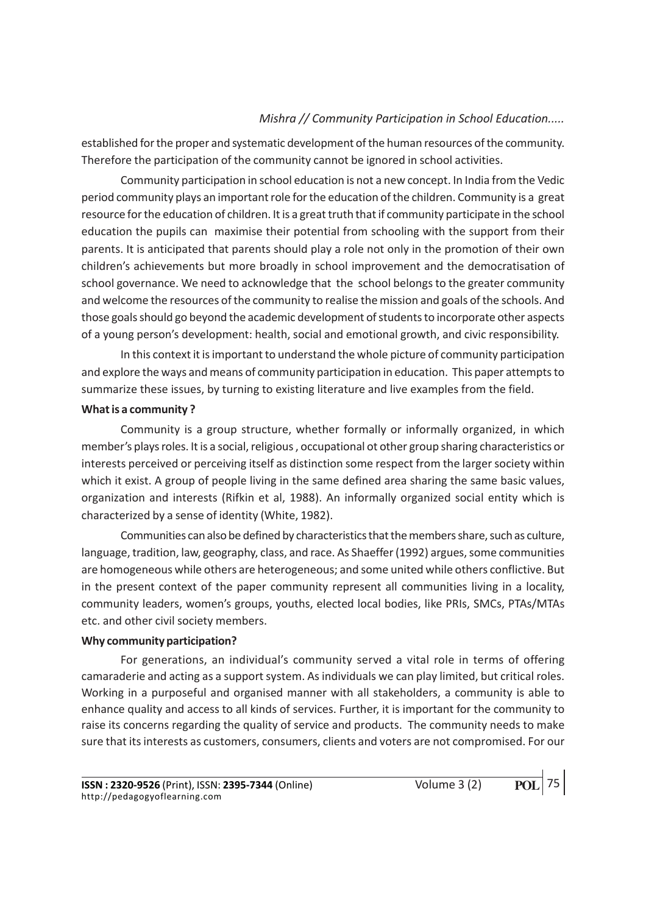established for the proper and systematic development of the human resources of the community. Therefore the participation of the community cannot be ignored in school activities.

Community participation in school education is not a new concept. In India from the Vedic period community plays an important role for the education of the children. Community is a great resource for the education of children. It is a great truth that if community participate in the school education the pupils can maximise their potential from schooling with the support from their parents. It is anticipated that parents should play a role not only in the promotion of their own children's achievements but more broadly in school improvement and the democratisation of school governance. We need to acknowledge that the school belongs to the greater community and welcome the resources of the community to realise the mission and goals of the schools. And those goals should go beyond the academic development of students to incorporate other aspects of a young person's development: health, social and emotional growth, and civic responsibility.

In this context it is important to understand the whole picture of community participation and explore the ways and means of community participation in education. This paper attempts to summarize these issues, by turning to existing literature and live examples from the field.

**What is a community ?**

Community is a group structure, whether formally or informally organized, in which member's plays roles. It is a social, religious , occupational ot other group sharing characteristics or interests perceived or perceiving itself as distinction some respect from the larger society within which it exist. A group of people living in the same defined area sharing the same basic values, organization and interests (Rifkin et al, 1988). An informally organized social entity which is characterized by a sense of identity (White, 1982).

Communities can also be defined by characteristics that the members share, such as culture, language, tradition, law, geography, class, and race. As Shaeffer (1992) argues, some communities are homogeneous while others are heterogeneous; and some united while others conflictive. But in the present context of the paper community represent all communities living in a locality, community leaders, women's groups, youths, elected local bodies, like PRIs, SMCs, PTAs/MTAs etc. and other civil society members.

**Why community participation?**

For generations, an individual's community served a vital role in terms of offering camaraderie and acting as a support system. As individuals we can play limited, but critical roles. Working in a purposeful and organised manner with all stakeholders, a community is able to enhance quality and access to all kinds of services. Further, it is important for the community to raise its concerns regarding the quality of service and products. The community needs to make sure that its interests as customers, consumers, clients and voters are not compromised. For our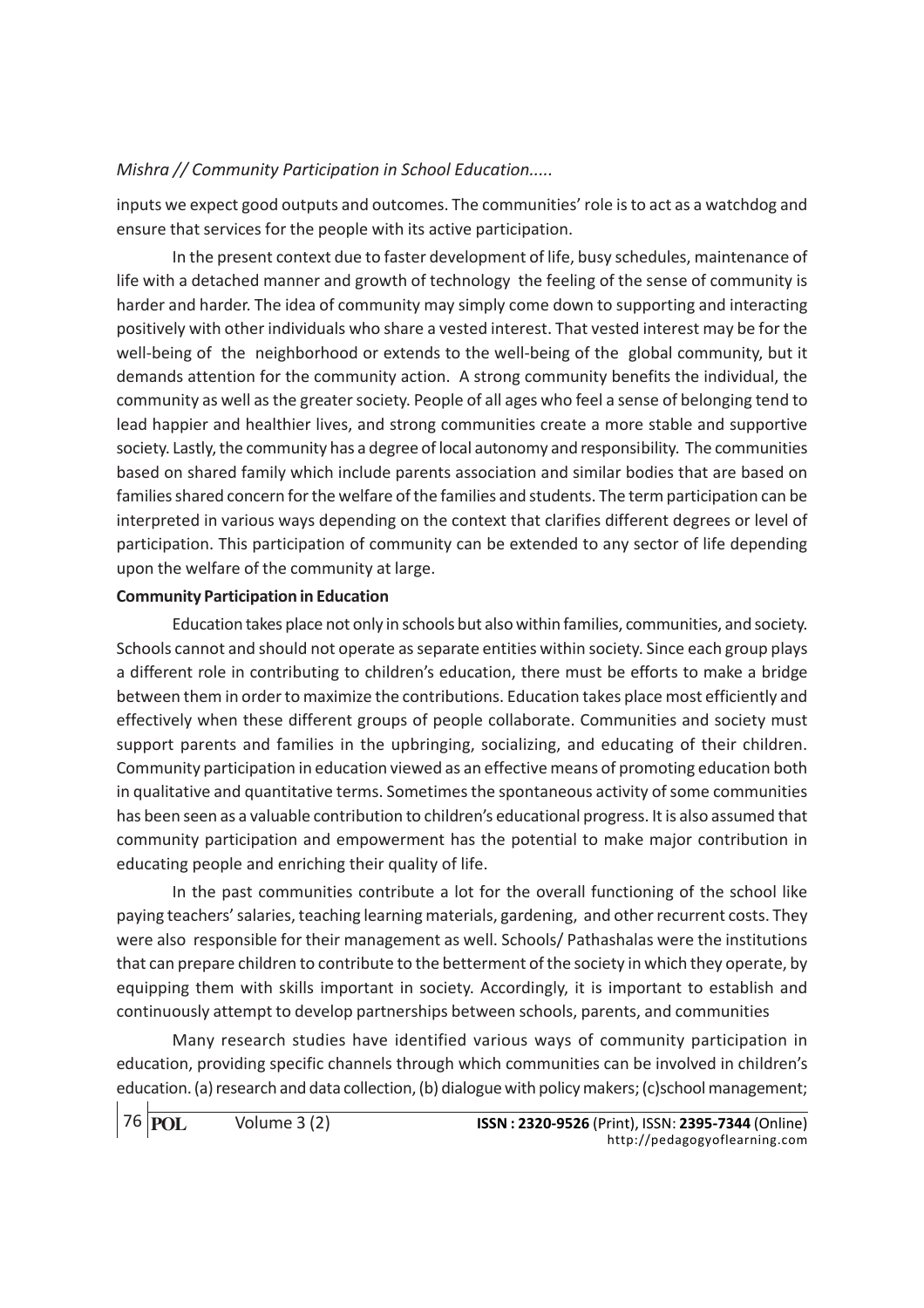inputs we expect good outputs and outcomes. The communities' role is to act as a watchdog and ensure that services for the people with its active participation.

In the present context due to faster development of life, busy schedules, maintenance of life with a detached manner and growth of technology the feeling of the sense of community is harder and harder. The idea of community may simply come down to supporting and interacting positively with other individuals who share a vested interest. That vested interest may be for the well-being of the neighborhood or extends to the well-being of the global community, but it demands attention for the community action. A strong community benefits the individual, the community as well as the greater society. People of all ages who feel a sense of belonging tend to lead happier and healthier lives, and strong communities create a more stable and supportive society. Lastly, the community has a degree of local autonomy and responsibility. The communities based on shared family which include parents association and similar bodies that are based on families shared concern for the welfare of the families and students. The term participation can be interpreted in various ways depending on the context that clarifies different degrees or level of participation. This participation of community can be extended to any sector of life depending upon the welfare of the community at large.

**Community Participation in Education**

Education takes place not only in schools but also within families, communities, and society. Schools cannot and should not operate as separate entities within society. Since each group plays a different role in contributing to children's education, there must be efforts to make a bridge between them in order to maximize the contributions. Education takes place most efficiently and effectively when these different groups of people collaborate. Communities and society must support parents and families in the upbringing, socializing, and educating of their children. Community participation in education viewed as an effective means of promoting education both in qualitative and quantitative terms. Sometimes the spontaneous activity of some communities has been seen as a valuable contribution to children's educational progress. It is also assumed that community participation and empowerment has the potential to make major contribution in educating people and enriching their quality of life.

In the past communities contribute a lot for the overall functioning of the school like paying teachers' salaries, teaching learning materials, gardening, and other recurrent costs. They were also responsible for their management as well. Schools/ Pathashalas were the institutions that can prepare children to contribute to the betterment of the society in which they operate, by equipping them with skills important in society. Accordingly, it is important to establish and continuously attempt to develop partnerships between schools, parents, and communities

Many research studies have identified various ways of community participation in education, providing specific channels through which communities can be involved in children's education. (a) research and data collection, (b) dialogue with policy makers; (c)school management;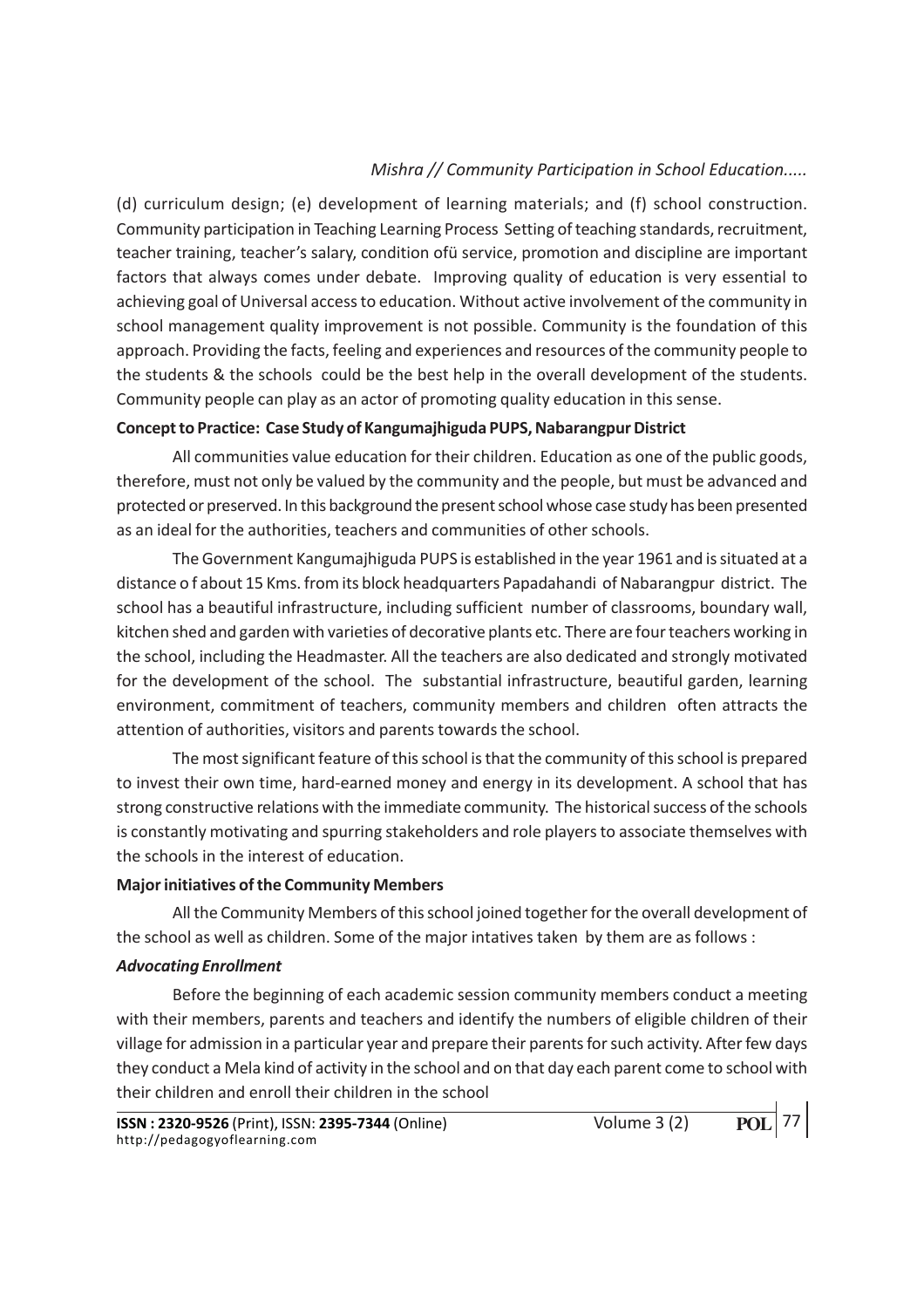(d) curriculum design; (e) development of learning materials; and (f) school construction. Community participation in Teaching Learning Process Setting of teaching standards, recruitment, teacher training, teacher's salary, condition ofü service, promotion and discipline are important factors that always comes under debate. Improving quality of education is very essential to achieving goal of Universal access to education. Without active involvement of the community in school management quality improvement is not possible. Community is the foundation of this approach. Providing the facts, feeling and experiences and resources of the community people to the students & the schools could be the best help in the overall development of the students. Community people can play as an actor of promoting quality education in this sense.

**Concept to Practice: Case Study of Kangumajhiguda PUPS, Nabarangpur District**

All communities value education for their children. Education as one of the public goods, therefore, must not only be valued by the community and the people, but must be advanced and protected or preserved. In this background the present school whose case study has been presented as an ideal for the authorities, teachers and communities of other schools.

The Government Kangumajhiguda PUPS is established in the year 1961 and is situated at a distance o f about 15 Kms. from its block headquarters Papadahandi of Nabarangpur district. The school has a beautiful infrastructure, including sufficient number of classrooms, boundary wall, kitchen shed and garden with varieties of decorative plants etc. There are four teachers working in the school, including the Headmaster. All the teachers are also dedicated and strongly motivated for the development of the school. The substantial infrastructure, beautiful garden, learning environment, commitment of teachers, community members and children often attracts the attention of authorities, visitors and parents towards the school.

The most significant feature of this school is that the community of this school is prepared to invest their own time, hard-earned money and energy in its development. A school that has strong constructive relations with the immediate community. The historical success of the schools is constantly motivating and spurring stakeholders and role players to associate themselves with the schools in the interest of education.

**Major initiatives of the Community Members**

All the Community Members of this school joined together for the overall development of the school as well as children. Some of the major intatives taken by them are as follows :

***Advocating Enrollment***

Before the beginning of each academic session community members conduct a meeting with their members, parents and teachers and identify the numbers of eligible children of their village for admission in a particular year and prepare their parents for such activity. After few days they conduct a Mela kind of activity in the school and on that day each parent come to school with their children and enroll their children in the school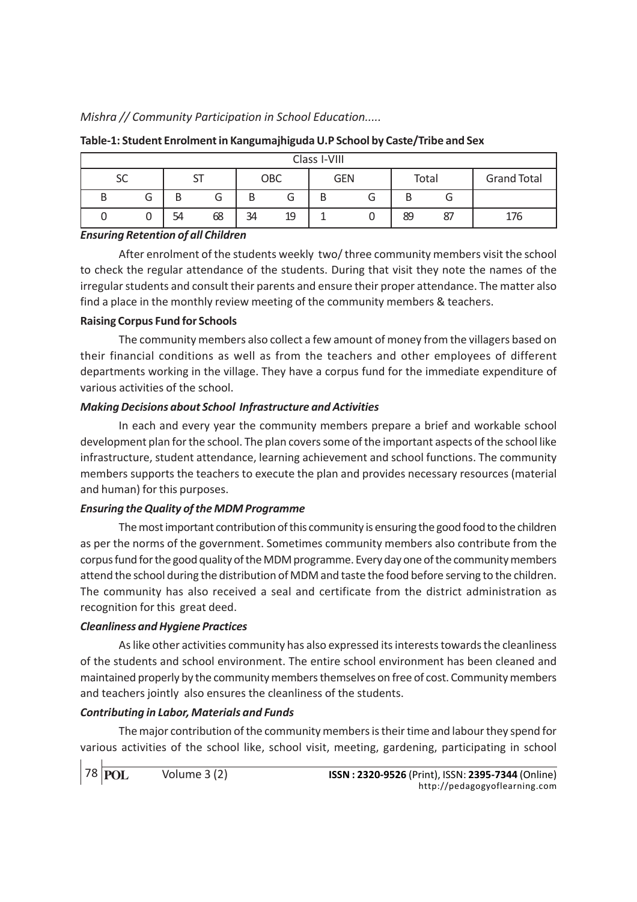**Table-1: Student Enrolment in Kangumajhiguda U.P School by Caste/Tribe and Sex**

| Class I-VIII | | | | | | | | | | |
|---|---|---|---|---|---|---|---|---|---|---|
| SC | | ST | | OBC | | GEN | | Total | | Grand Total |
| B | G | B | G | B | G | B | G | B | G | |
| 0 | 0 | 54 | 68 | 34 | 19 | 1 | 0 | 89 | 87 | 176 |

***Ensuring Retention of all Children***

After enrolment of the students weekly two/ three community members visit the school to check the regular attendance of the students. During that visit they note the names of the irregular students and consult their parents and ensure their proper attendance. The matter also find a place in the monthly review meeting of the community members & teachers.

**Raising Corpus Fund for Schools**

The community members also collect a few amount of money from the villagers based on their financial conditions as well as from the teachers and other employees of different departments working in the village. They have a corpus fund for the immediate expenditure of various activities of the school.

***Making Decisions about School Infrastructure and Activities***

In each and every year the community members prepare a brief and workable school development plan for the school. The plan covers some of the important aspects of the school like infrastructure, student attendance, learning achievement and school functions. The community members supports the teachers to execute the plan and provides necessary resources (material and human) for this purposes.

***Ensuring the Quality of the MDM Programme***

The most important contribution of this community is ensuring the good food to the children as per the norms of the government. Sometimes community members also contribute from the corpus fund for the good quality of the MDM programme. Every day one of the community members attend the school during the distribution of MDM and taste the food before serving to the children. The community has also received a seal and certificate from the district administration as recognition for this great deed.

***Cleanliness and Hygiene Practices***

As like other activities community has also expressed its interests towards the cleanliness of the students and school environment. The entire school environment has been cleaned and maintained properly by the community members themselves on free of cost. Community members and teachers jointly also ensures the cleanliness of the students.

***Contributing in Labor, Materials and Funds***

The major contribution of the community members is their time and labour they spend for various activities of the school like, school visit, meeting, gardening, participating in school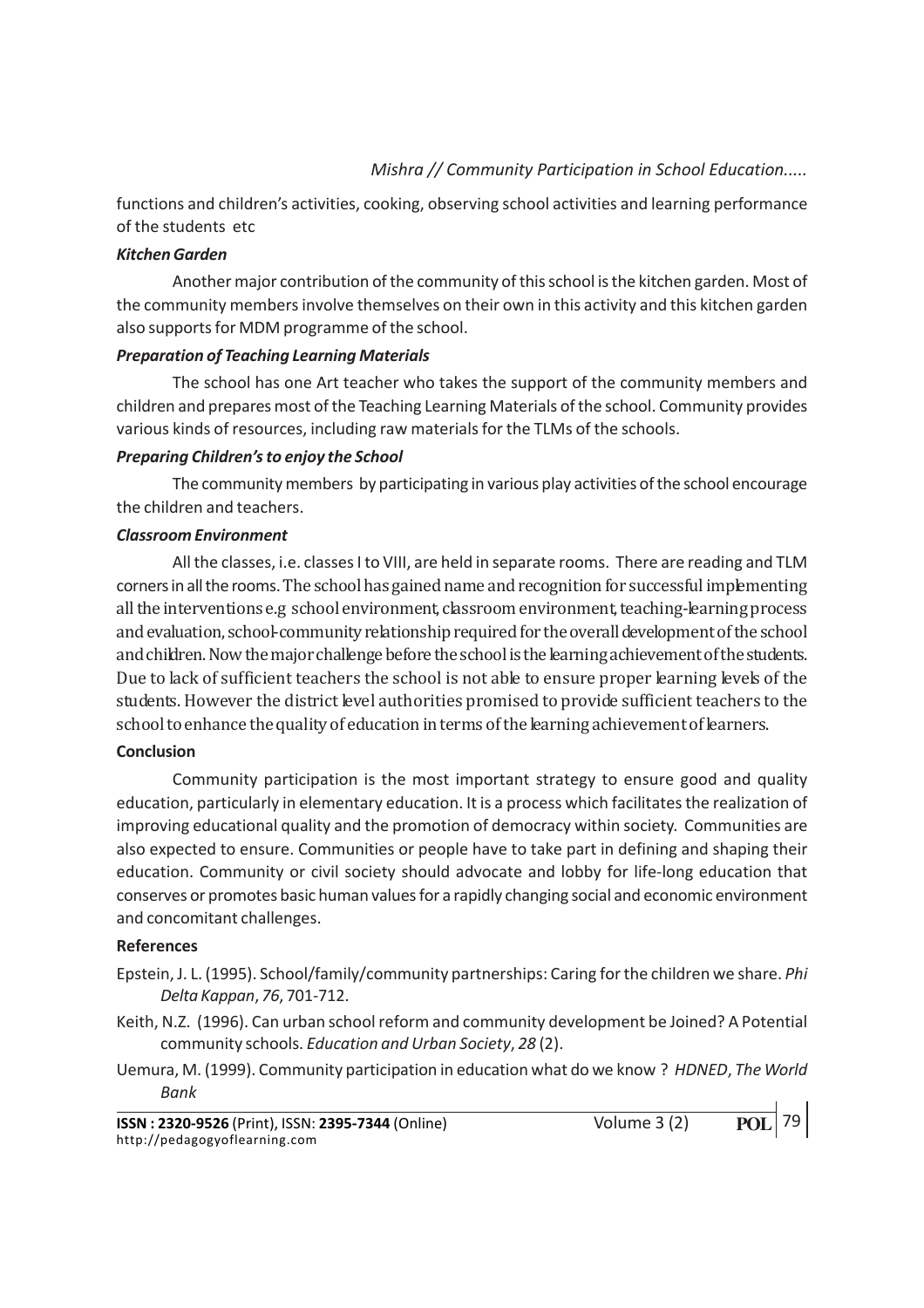functions and children's activities, cooking, observing school activities and learning performance of the students etc

### *Kitchen Garden*

Another major contribution of the community of this school is the kitchen garden. Most of the community members involve themselves on their own in this activity and this kitchen garden also supports for MDM programme of the school.

### *Preparation of Teaching Learning Materials*

The school has one Art teacher who takes the support of the community members and children and prepares most of the Teaching Learning Materials of the school. Community provides various kinds of resources, including raw materials for the TLMs of the schools.

### *Preparing Children's to enjoy the School*

The community members by participating in various play activities of the school encourage the children and teachers.

### *Classroom Environment*

All the classes, i.e. classes I to VIII, are held in separate rooms. There are reading and TLM corners in all the rooms. The school has gained name and recognition for successful implementing all the interventions e.g school environment, classroom environment, teaching-learning process and evaluation, school-community relationship required for the overall development of the school and children. Now the major challenge before the school is the learning achievement of the students. Due to lack of sufficient teachers the school is not able to ensure proper learning levels of the students. However the district level authorities promised to provide sufficient teachers to the school to enhance the quality of education in terms of the learning achievement of learners.

## Conclusion

Community participation is the most important strategy to ensure good and quality education, particularly in elementary education. It is a process which facilitates the realization of improving educational quality and the promotion of democracy within society. Communities are also expected to ensure. Communities or people have to take part in defining and shaping their education. Community or civil society should advocate and lobby for life-long education that conserves or promotes basic human values for a rapidly changing social and economic environment and concomitant challenges.

## References

Epstein, J. L. (1995). School/family/community partnerships: Caring for the children we share. *Phi Delta Kappan*, *76*, 701-712.

Keith, N.Z. (1996). Can urban school reform and community development be Joined? A Potential community schools. *Education and Urban Society*, *28* (2).

Uemura, M. (1999). Community participation in education what do we know ? *HDNED*, *The World Bank*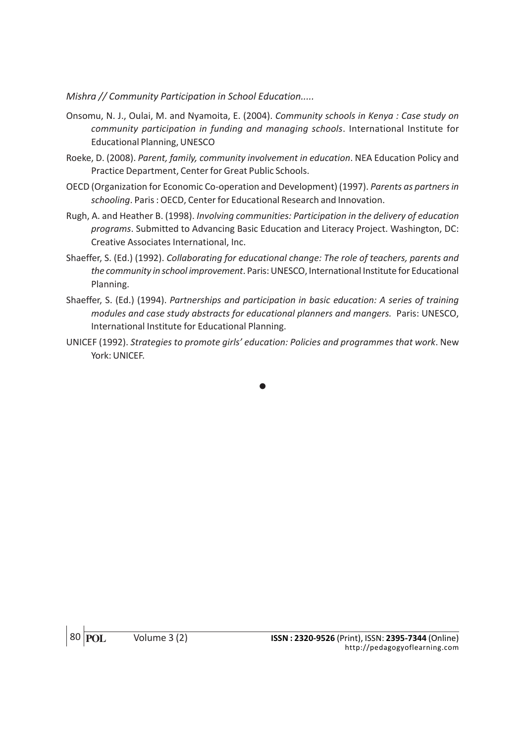Onsomu, N. J., Oulai, M. and Nyamoita, E. (2004). *Community schools in Kenya : Case study on community participation in funding and managing schools*. International Institute for Educational Planning, UNESCO

Roeke, D. (2008). *Parent, family, community involvement in education*. NEA Education Policy and Practice Department, Center for Great Public Schools.

OECD (Organization for Economic Co-operation and Development) (1997). *Parents as partners in schooling*. Paris : OECD, Center for Educational Research and Innovation.

Rugh, A. and Heather B. (1998). *Involving communities: Participation in the delivery of education programs*. Submitted to Advancing Basic Education and Literacy Project. Washington, DC: Creative Associates International, Inc.

Shaeffer, S. (Ed.) (1992). *Collaborating for educational change: The role of teachers, parents and the community in school improvement*. Paris: UNESCO, International Institute for Educational Planning.

Shaeffer, S. (Ed.) (1994). *Partnerships and participation in basic education: A series of training modules and case study abstracts for educational planners and mangers.* Paris: UNESCO, International Institute for Educational Planning.

UNICEF (1992). *Strategies to promote girls' education: Policies and programmes that work*. New York: UNICEF.